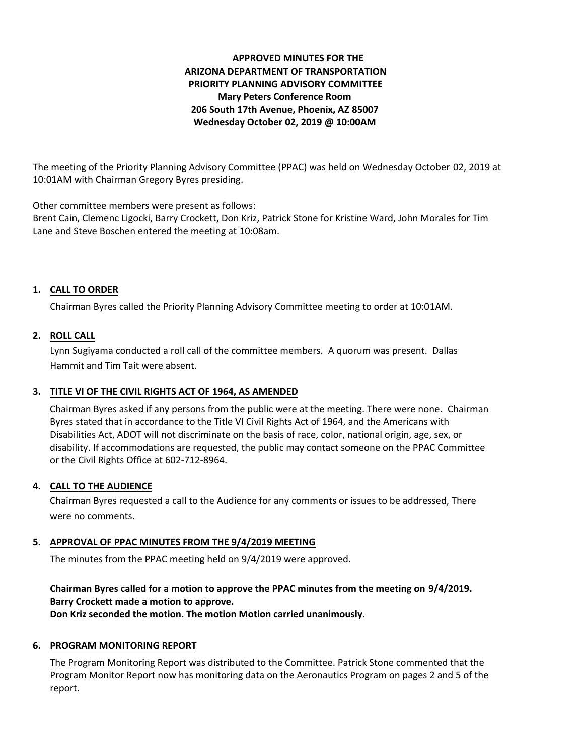**APPROVED MINUTES FOR THE**
**ARIZONA DEPARTMENT OF TRANSPORTATION**
**PRIORITY PLANNING ADVISORY COMMITTEE**
**Mary Peters Conference Room**
**206 South 17th Avenue, Phoenix, AZ 85007**
**Wednesday October 02, 2019 @ 10:00AM**

The meeting of the Priority Planning Advisory Committee (PPAC) was held on Wednesday October 02, 2019 at 10:01AM with Chairman Gregory Byres presiding.

Other committee members were present as follows:
Brent Cain, Clemenc Ligocki, Barry Crockett, Don Kriz, Patrick Stone for Kristine Ward, John Morales for Tim Lane and Steve Boschen entered the meeting at 10:08am.

1. **CALL TO ORDER**

   Chairman Byres called the Priority Planning Advisory Committee meeting to order at 10:01AM.

2. **ROLL CALL**

   Lynn Sugiyama conducted a roll call of the committee members. A quorum was present. Dallas Hammit and Tim Tait were absent.

3. **TITLE VI OF THE CIVIL RIGHTS ACT OF 1964, AS AMENDED**

   Chairman Byres asked if any persons from the public were at the meeting. There were none. Chairman Byres stated that in accordance to the Title VI Civil Rights Act of 1964, and the Americans with Disabilities Act, ADOT will not discriminate on the basis of race, color, national origin, age, sex, or disability. If accommodations are requested, the public may contact someone on the PPAC Committee or the Civil Rights Office at 602-712-8964.

4. **CALL TO THE AUDIENCE**

   Chairman Byres requested a call to the Audience for any comments or issues to be addressed, There were no comments.

5. **APPROVAL OF PPAC MINUTES FROM THE 9/4/2019 MEETING**

   The minutes from the PPAC meeting held on 9/4/2019 were approved.

   **Chairman Byres called for a motion to approve the PPAC minutes from the meeting on 9/4/2019.**
   **Barry Crockett made a motion to approve.**
   **Don Kriz seconded the motion. The motion Motion carried unanimously.**

6. **PROGRAM MONITORING REPORT**

   The Program Monitoring Report was distributed to the Committee. Patrick Stone commented that the Program Monitor Report now has monitoring data on the Aeronautics Program on pages 2 and 5 of the report.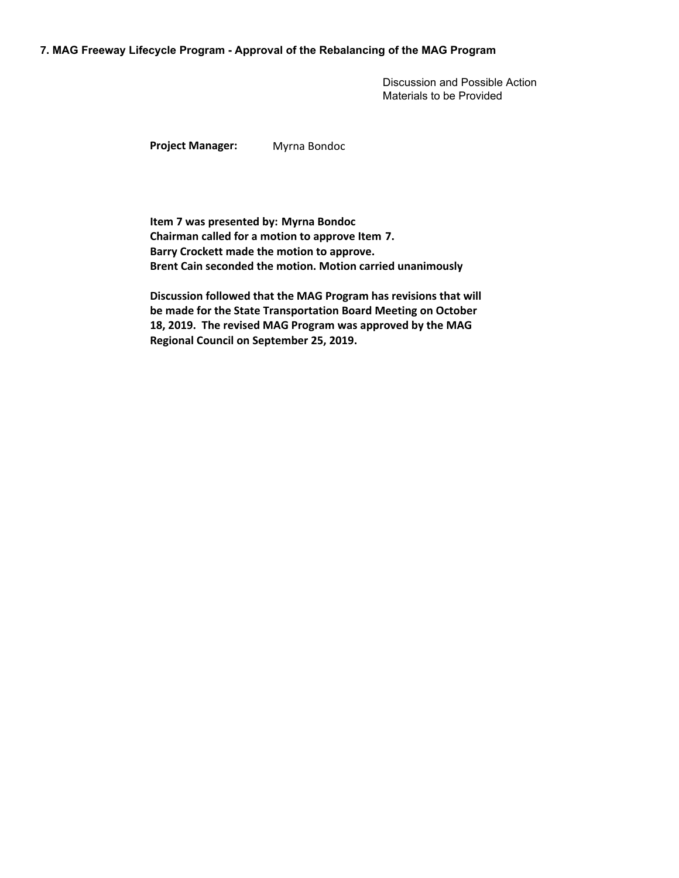**7. MAG Freeway Lifecycle Program - Approval of the Rebalancing of the MAG Program**

Discussion and Possible Action
Materials to be Provided

**Project Manager:** Myrna Bondoc

**Item 7 was presented by: Myrna Bondoc**
**Chairman called for a motion to approve Item 7.**
**Barry Crockett made the motion to approve.**
**Brent Cain seconded the motion. Motion carried unanimously**

**Discussion followed that the MAG Program has revisions that will be made for the State Transportation Board Meeting on October 18, 2019. The revised MAG Program was approved by the MAG Regional Council on September 25, 2019.**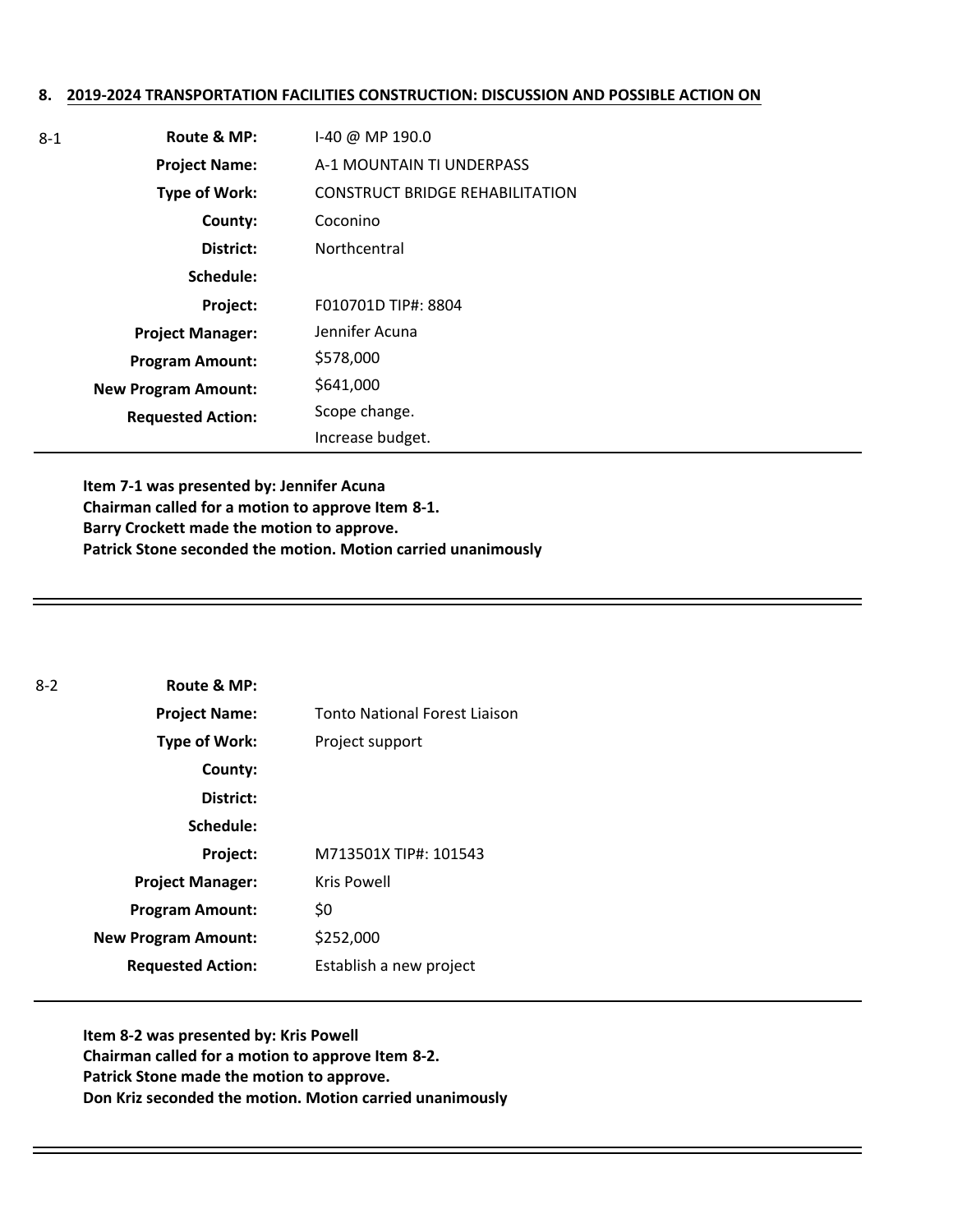## 8. 2019-2024 TRANSPORTATION FACILITIES CONSTRUCTION: DISCUSSION AND POSSIBLE ACTION ON

8-1

| | |
|---|---|
| **Route & MP:** | I-40 @ MP 190.0 |
| **Project Name:** | A-1 MOUNTAIN TI UNDERPASS |
| **Type of Work:** | CONSTRUCT BRIDGE REHABILITATION |
| **County:** | Coconino |
| **District:** | Northcentral |
| **Schedule:** | |
| **Project:** | F010701D TIP#: 8804 |
| **Project Manager:** | Jennifer Acuna |
| **Program Amount:** | $578,000 |
| **New Program Amount:** | $641,000 |
| **Requested Action:** | Scope change.<br>Increase budget. |

**Item 7-1 was presented by: Jennifer Acuna**
**Chairman called for a motion to approve Item 8-1.**
**Barry Crockett made the motion to approve.**
**Patrick Stone seconded the motion. Motion carried unanimously**

---

8-2

| | |
|---|---|
| **Route & MP:** | |
| **Project Name:** | Tonto National Forest Liaison |
| **Type of Work:** | Project support |
| **County:** | |
| **District:** | |
| **Schedule:** | |
| **Project:** | M713501X TIP#: 101543 |
| **Project Manager:** | Kris Powell |
| **Program Amount:** | $0 |
| **New Program Amount:** | $252,000 |
| **Requested Action:** | Establish a new project |

**Item 8-2 was presented by: Kris Powell**
**Chairman called for a motion to approve Item 8-2.**
**Patrick Stone made the motion to approve.**
**Don Kriz seconded the motion. Motion carried unanimously**

---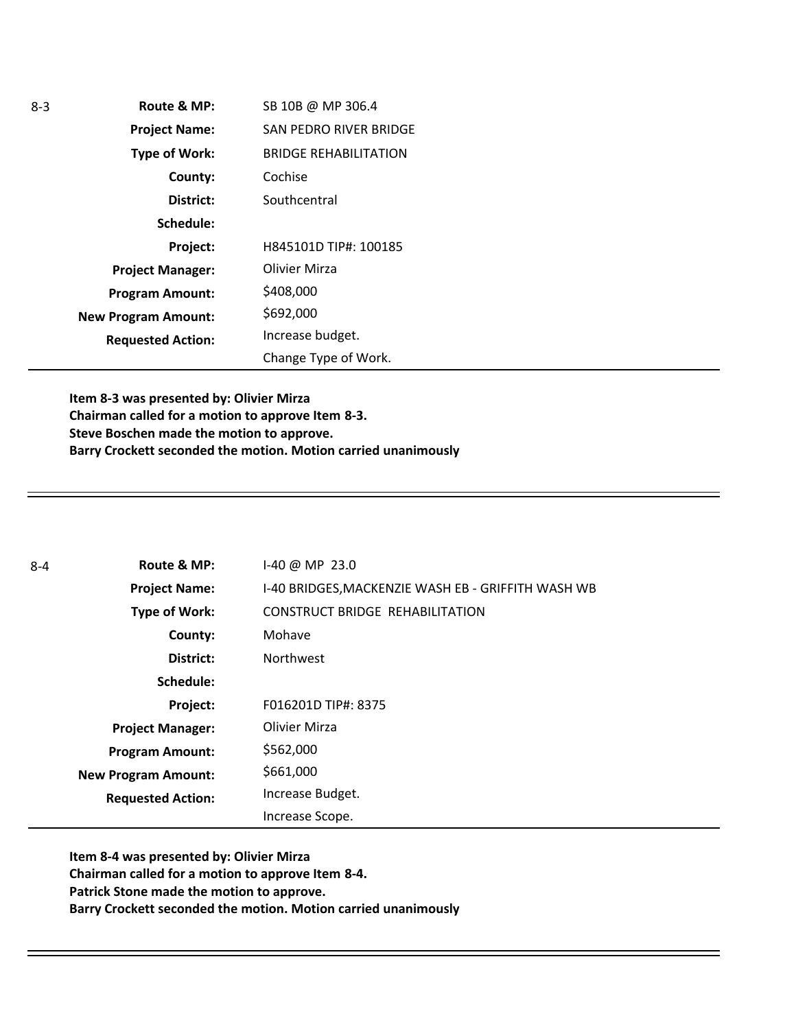| 8-3 | | |
|---|---|---|
| | **Route & MP:** | SB 10B @ MP 306.4 |
| | **Project Name:** | SAN PEDRO RIVER BRIDGE |
| | **Type of Work:** | BRIDGE REHABILITATION |
| | **County:** | Cochise |
| | **District:** | Southcentral |
| | **Schedule:** | |
| | **Project:** | H845101D TIP#: 100185 |
| | **Project Manager:** | Olivier Mirza |
| | **Program Amount:** | $408,000 |
| | **New Program Amount:** | $692,000 |
| | **Requested Action:** | Increase budget.<br>Change Type of Work. |

**Item 8-3 was presented by: Olivier Mirza**
**Chairman called for a motion to approve Item 8-3.**
**Steve Boschen made the motion to approve.**
**Barry Crockett seconded the motion. Motion carried unanimously**

---

| 8-4 | | |
|---|---|---|
| | **Route & MP:** | I-40 @ MP 23.0 |
| | **Project Name:** | I-40 BRIDGES,MACKENZIE WASH EB - GRIFFITH WASH WB |
| | **Type of Work:** | CONSTRUCT BRIDGE REHABILITATION |
| | **County:** | Mohave |
| | **District:** | Northwest |
| | **Schedule:** | |
| | **Project:** | F016201D TIP#: 8375 |
| | **Project Manager:** | Olivier Mirza |
| | **Program Amount:** | $562,000 |
| | **New Program Amount:** | $661,000 |
| | **Requested Action:** | Increase Budget.<br>Increase Scope. |

**Item 8-4 was presented by: Olivier Mirza**
**Chairman called for a motion to approve Item 8-4.**
**Patrick Stone made the motion to approve.**
**Barry Crockett seconded the motion. Motion carried unanimously**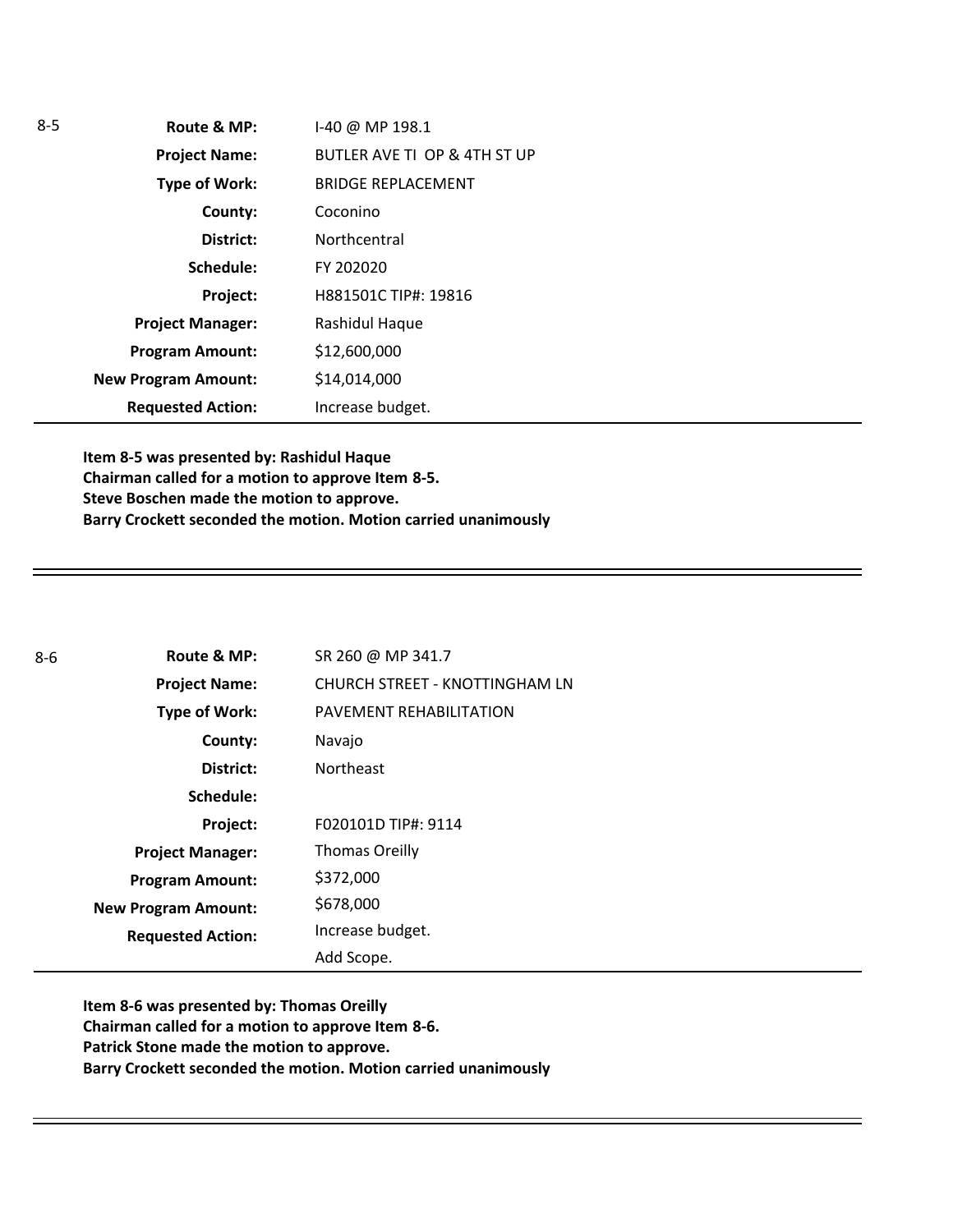8-5

| | |
|---|---|
| **Route & MP:** | I-40 @ MP 198.1 |
| **Project Name:** | BUTLER AVE TI OP & 4TH ST UP |
| **Type of Work:** | BRIDGE REPLACEMENT |
| **County:** | Coconino |
| **District:** | Northcentral |
| **Schedule:** | FY 202020 |
| **Project:** | H881501C TIP#: 19816 |
| **Project Manager:** | Rashidul Haque |
| **Program Amount:** | $12,600,000 |
| **New Program Amount:** | $14,014,000 |
| **Requested Action:** | Increase budget. |

**Item 8-5 was presented by: Rashidul Haque**
**Chairman called for a motion to approve Item 8-5.**
**Steve Boschen made the motion to approve.**
**Barry Crockett seconded the motion. Motion carried unanimously**

---

8-6

| | |
|---|---|
| **Route & MP:** | SR 260 @ MP 341.7 |
| **Project Name:** | CHURCH STREET - KNOTTINGHAM LN |
| **Type of Work:** | PAVEMENT REHABILITATION |
| **County:** | Navajo |
| **District:** | Northeast |
| **Schedule:** | |
| **Project:** | F020101D TIP#: 9114 |
| **Project Manager:** | Thomas Oreilly |
| **Program Amount:** | $372,000 |
| **New Program Amount:** | $678,000 |
| **Requested Action:** | Increase budget.<br>Add Scope. |

**Item 8-6 was presented by: Thomas Oreilly**
**Chairman called for a motion to approve Item 8-6.**
**Patrick Stone made the motion to approve.**
**Barry Crockett seconded the motion. Motion carried unanimously**

---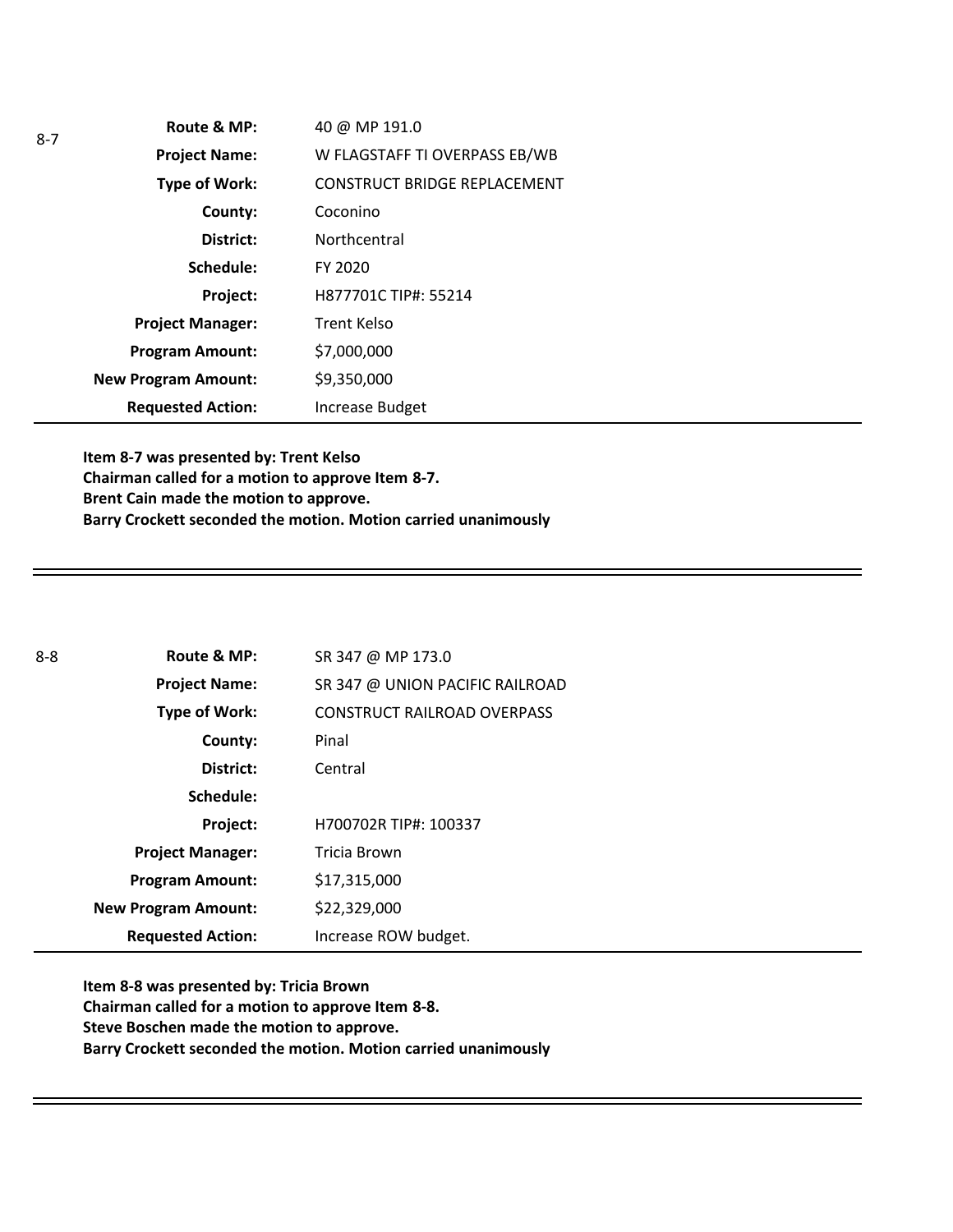8-7

| | |
|---|---|
| **Route & MP:** | 40 @ MP 191.0 |
| **Project Name:** | W FLAGSTAFF TI OVERPASS EB/WB |
| **Type of Work:** | CONSTRUCT BRIDGE REPLACEMENT |
| **County:** | Coconino |
| **District:** | Northcentral |
| **Schedule:** | FY 2020 |
| **Project:** | H877701C TIP#: 55214 |
| **Project Manager:** | Trent Kelso |
| **Program Amount:** | $7,000,000 |
| **New Program Amount:** | $9,350,000 |
| **Requested Action:** | Increase Budget |

**Item 8-7 was presented by: Trent Kelso**
**Chairman called for a motion to approve Item 8-7.**
**Brent Cain made the motion to approve.**
**Barry Crockett seconded the motion. Motion carried unanimously**

---

8-8

| | |
|---|---|
| **Route & MP:** | SR 347 @ MP 173.0 |
| **Project Name:** | SR 347 @ UNION PACIFIC RAILROAD |
| **Type of Work:** | CONSTRUCT RAILROAD OVERPASS |
| **County:** | Pinal |
| **District:** | Central |
| **Schedule:** | |
| **Project:** | H700702R TIP#: 100337 |
| **Project Manager:** | Tricia Brown |
| **Program Amount:** | $17,315,000 |
| **New Program Amount:** | $22,329,000 |
| **Requested Action:** | Increase ROW budget. |

**Item 8-8 was presented by: Tricia Brown**
**Chairman called for a motion to approve Item 8-8.**
**Steve Boschen made the motion to approve.**
**Barry Crockett seconded the motion. Motion carried unanimously**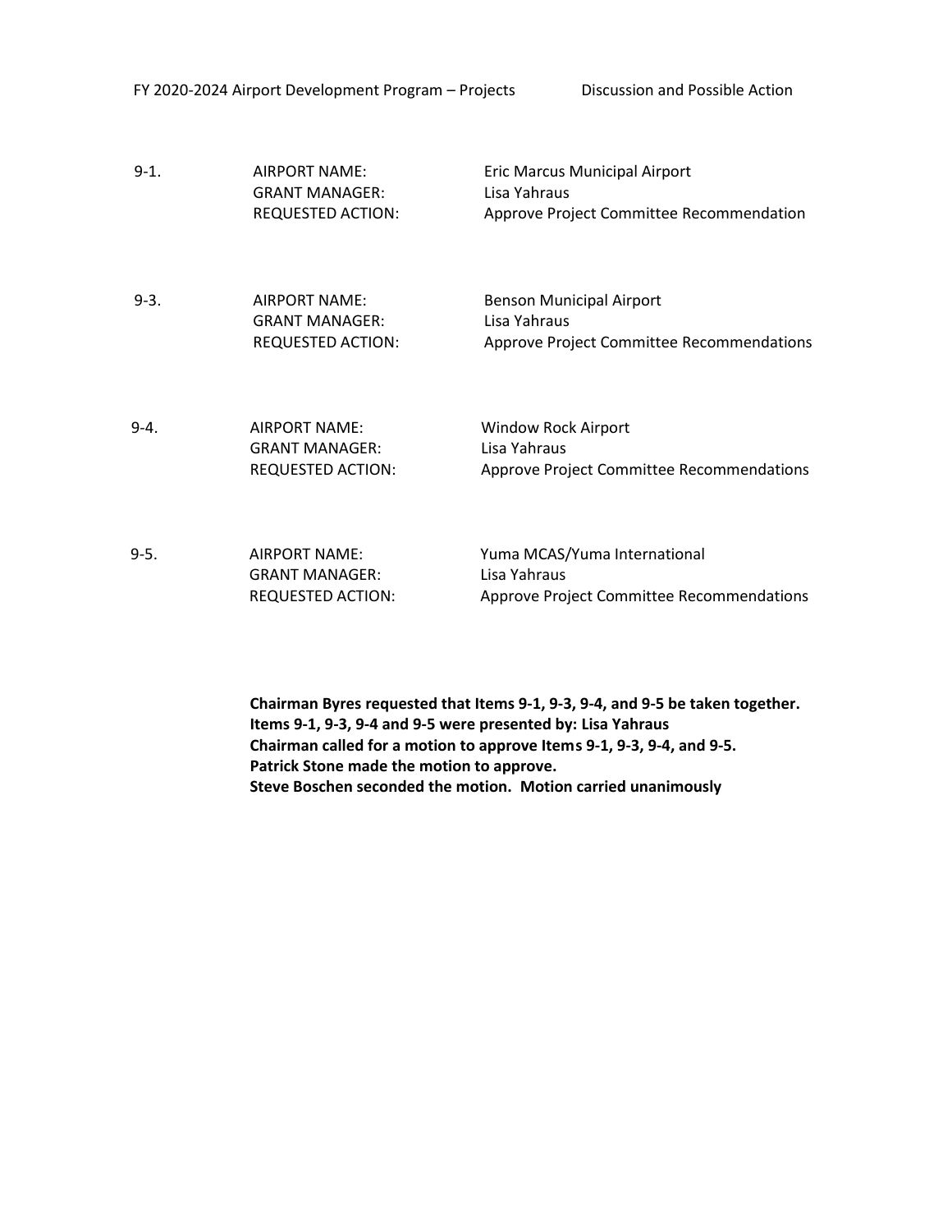FY 2020-2024 Airport Development Program – Projects Discussion and Possible Action

| | | |
|---|---|---|
| 9-1. | AIRPORT NAME: | Eric Marcus Municipal Airport |
| | GRANT MANAGER: | Lisa Yahraus |
| | REQUESTED ACTION: | Approve Project Committee Recommendation |

| | | |
|---|---|---|
| 9-3. | AIRPORT NAME: | Benson Municipal Airport |
| | GRANT MANAGER: | Lisa Yahraus |
| | REQUESTED ACTION: | Approve Project Committee Recommendations |

| | | |
|---|---|---|
| 9-4. | AIRPORT NAME: | Window Rock Airport |
| | GRANT MANAGER: | Lisa Yahraus |
| | REQUESTED ACTION: | Approve Project Committee Recommendations |

| | | |
|---|---|---|
| 9-5. | AIRPORT NAME: | Yuma MCAS/Yuma International |
| | GRANT MANAGER: | Lisa Yahraus |
| | REQUESTED ACTION: | Approve Project Committee Recommendations |

**Chairman Byres requested that Items 9-1, 9-3, 9-4, and 9-5 be taken together.**
**Items 9-1, 9-3, 9-4 and 9-5 were presented by: Lisa Yahraus**
**Chairman called for a motion to approve Items 9-1, 9-3, 9-4, and 9-5.**
**Patrick Stone made the motion to approve.**
**Steve Boschen seconded the motion. Motion carried unanimously**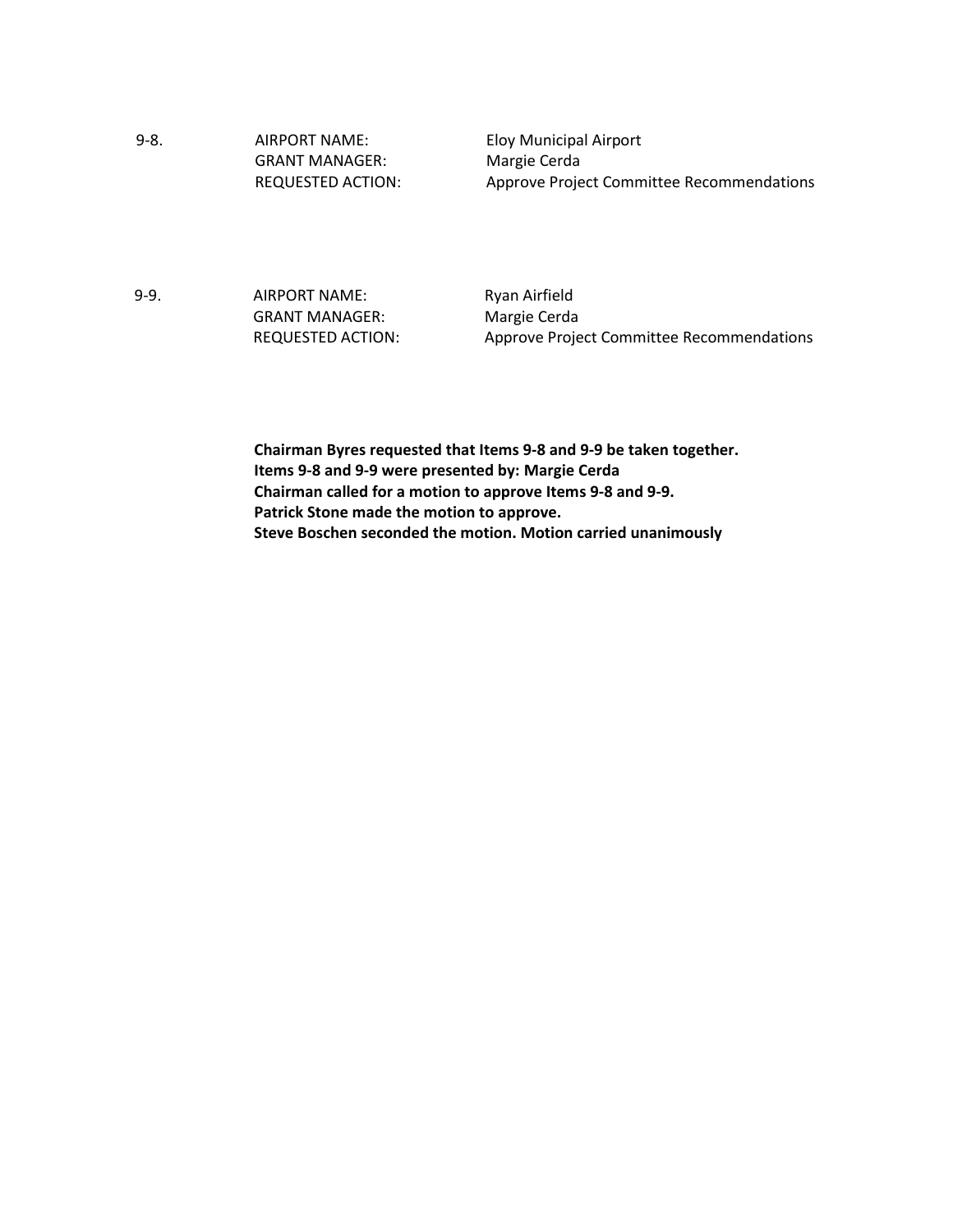9-8. AIRPORT NAME: Eloy Municipal Airport
GRANT MANAGER: Margie Cerda
REQUESTED ACTION: Approve Project Committee Recommendations

9-9. AIRPORT NAME: Ryan Airfield
GRANT MANAGER: Margie Cerda
REQUESTED ACTION: Approve Project Committee Recommendations

**Chairman Byres requested that Items 9-8 and 9-9 be taken together.**
**Items 9-8 and 9-9 were presented by: Margie Cerda**
**Chairman called for a motion to approve Items 9-8 and 9-9.**
**Patrick Stone made the motion to approve.**
**Steve Boschen seconded the motion. Motion carried unanimously**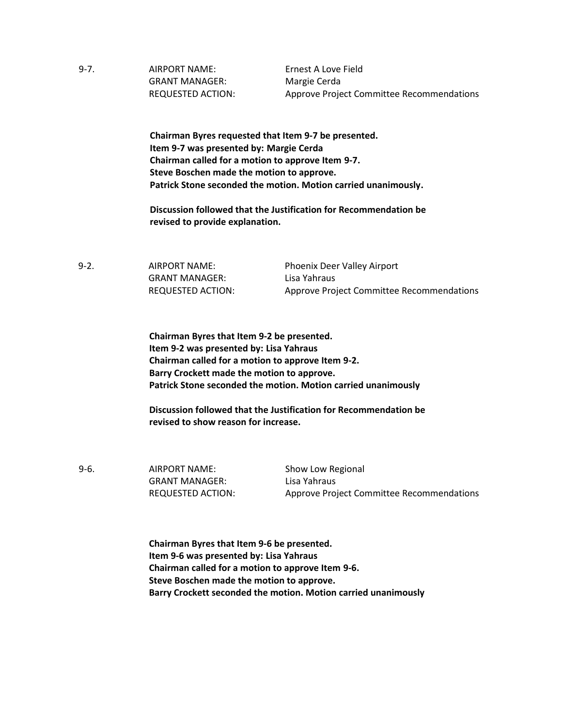9-7. AIRPORT NAME: Ernest A Love Field
GRANT MANAGER: Margie Cerda
REQUESTED ACTION: Approve Project Committee Recommendations

**Chairman Byres requested that Item 9-7 be presented.**
**Item 9-7 was presented by: Margie Cerda**
**Chairman called for a motion to approve Item 9-7.**
**Steve Boschen made the motion to approve.**
**Patrick Stone seconded the motion. Motion carried unanimously.**

**Discussion followed that the Justification for Recommendation be revised to provide explanation.**

9-2. AIRPORT NAME: Phoenix Deer Valley Airport
GRANT MANAGER: Lisa Yahraus
REQUESTED ACTION: Approve Project Committee Recommendations

**Chairman Byres that Item 9-2 be presented.**
**Item 9-2 was presented by: Lisa Yahraus**
**Chairman called for a motion to approve Item 9-2.**
**Barry Crockett made the motion to approve.**
**Patrick Stone seconded the motion. Motion carried unanimously**

**Discussion followed that the Justification for Recommendation be revised to show reason for increase.**

9-6. AIRPORT NAME: Show Low Regional
GRANT MANAGER: Lisa Yahraus
REQUESTED ACTION: Approve Project Committee Recommendations

**Chairman Byres that Item 9-6 be presented.**
**Item 9-6 was presented by: Lisa Yahraus**
**Chairman called for a motion to approve Item 9-6.**
**Steve Boschen made the motion to approve.**
**Barry Crockett seconded the motion. Motion carried unanimously**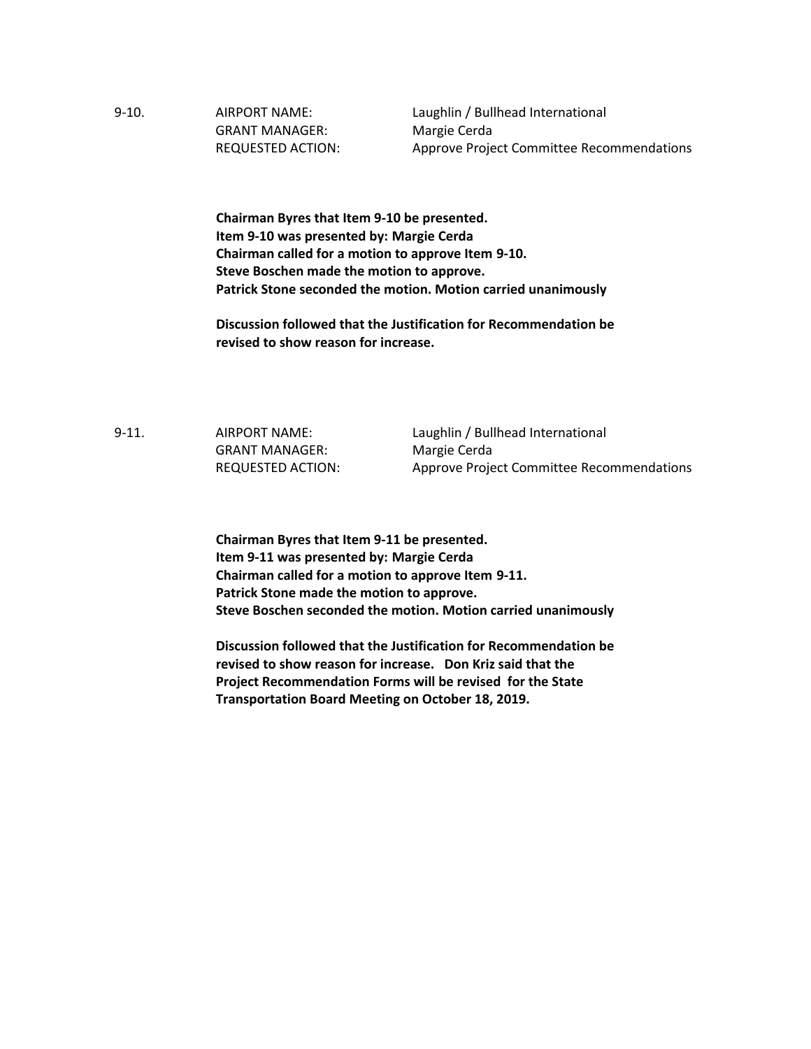9-10. AIRPORT NAME: Laughlin / Bullhead International
GRANT MANAGER: Margie Cerda
REQUESTED ACTION: Approve Project Committee Recommendations

**Chairman Byres that Item 9-10 be presented.**
**Item 9-10 was presented by: Margie Cerda**
**Chairman called for a motion to approve Item 9-10.**
**Steve Boschen made the motion to approve.**
**Patrick Stone seconded the motion. Motion carried unanimously**

**Discussion followed that the Justification for Recommendation be revised to show reason for increase.**

9-11. AIRPORT NAME: Laughlin / Bullhead International
GRANT MANAGER: Margie Cerda
REQUESTED ACTION: Approve Project Committee Recommendations

**Chairman Byres that Item 9-11 be presented.**
**Item 9-11 was presented by: Margie Cerda**
**Chairman called for a motion to approve Item 9-11.**
**Patrick Stone made the motion to approve.**
**Steve Boschen seconded the motion. Motion carried unanimously**

**Discussion followed that the Justification for Recommendation be revised to show reason for increase. Don Kriz said that the Project Recommendation Forms will be revised for the State Transportation Board Meeting on October 18, 2019.**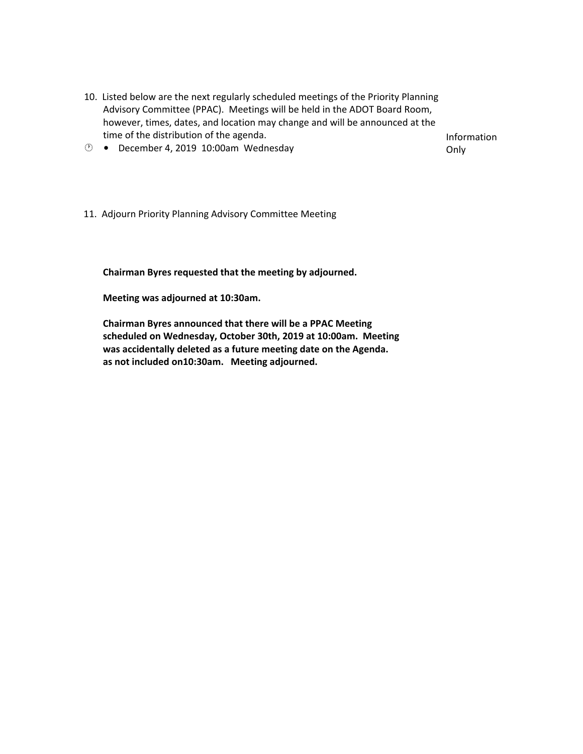10. Listed below are the next regularly scheduled meetings of the Priority Planning Advisory Committee (PPAC). Meetings will be held in the ADOT Board Room, however, times, dates, and location may change and will be announced at the time of the distribution of the agenda.
    - December 4, 2019 10:00am Wednesday

Information Only

11. Adjourn Priority Planning Advisory Committee Meeting

**Chairman Byres requested that the meeting by adjourned.**

**Meeting was adjourned at 10:30am.**

**Chairman Byres announced that there will be a PPAC Meeting scheduled on Wednesday, October 30th, 2019 at 10:00am. Meeting was accidentally deleted as a future meeting date on the Agenda. as not included on10:30am. Meeting adjourned.**